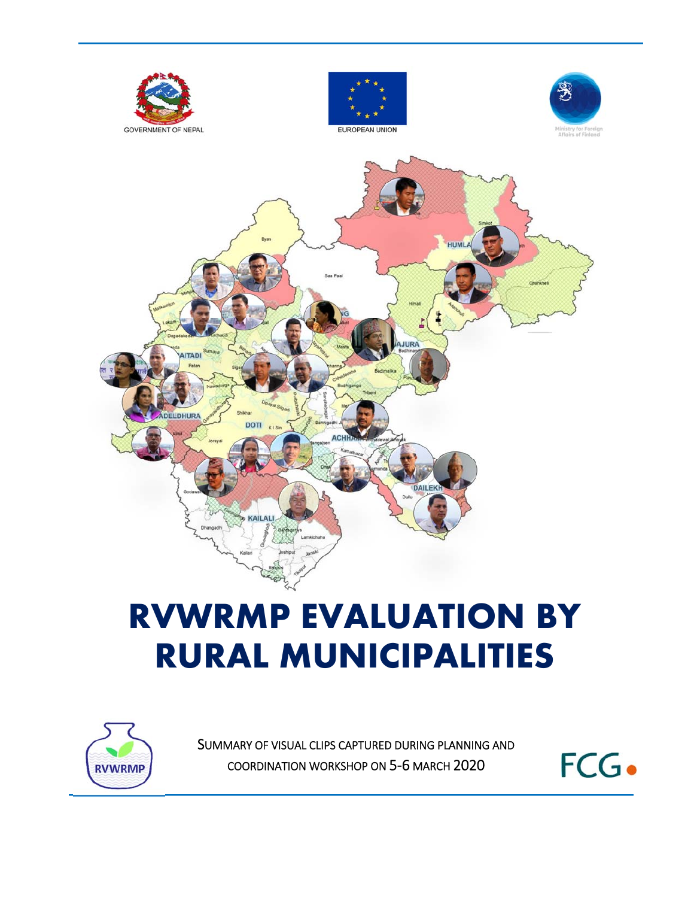GOVERNMENT OF NEPAL

EUROPEAN UNION

Ministry for Foreign Affairs of Finland

# RVWRMP EVALUATION BY RURAL MUNICIPALITIES

RVWRMP

SUMMARY OF VISUAL CLIPS CAPTURED DURING PLANNING AND COORDINATION WORKSHOP ON 5-6 MARCH 2020

FCG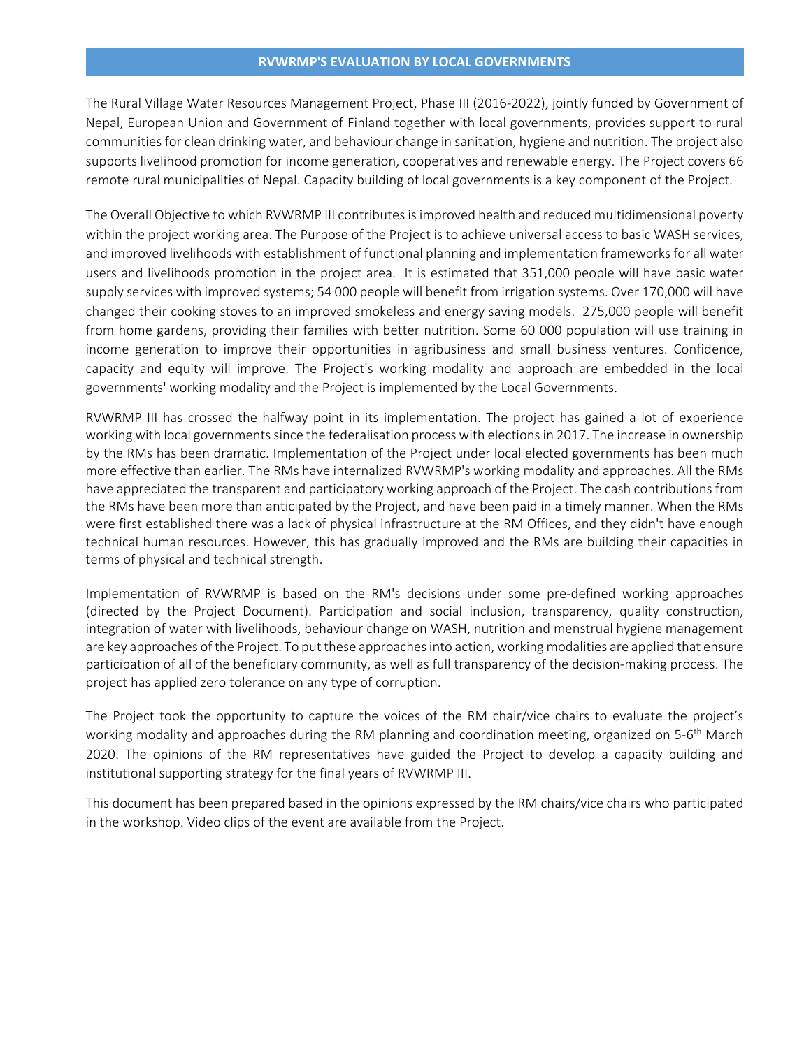## RVWRMP'S EVALUATION BY LOCAL GOVERNMENTS

The Rural Village Water Resources Management Project, Phase III (2016-2022), jointly funded by Government of Nepal, European Union and Government of Finland together with local governments, provides support to rural communities for clean drinking water, and behaviour change in sanitation, hygiene and nutrition. The project also supports livelihood promotion for income generation, cooperatives and renewable energy. The Project covers 66 remote rural municipalities of Nepal. Capacity building of local governments is a key component of the Project.

The Overall Objective to which RVWRMP III contributes is improved health and reduced multidimensional poverty within the project working area. The Purpose of the Project is to achieve universal access to basic WASH services, and improved livelihoods with establishment of functional planning and implementation frameworks for all water users and livelihoods promotion in the project area. It is estimated that 351,000 people will have basic water supply services with improved systems; 54 000 people will benefit from irrigation systems. Over 170,000 will have changed their cooking stoves to an improved smokeless and energy saving models. 275,000 people will benefit from home gardens, providing their families with better nutrition. Some 60 000 population will use training in income generation to improve their opportunities in agribusiness and small business ventures. Confidence, capacity and equity will improve. The Project's working modality and approach are embedded in the local governments' working modality and the Project is implemented by the Local Governments.

RVWRMP III has crossed the halfway point in its implementation. The project has gained a lot of experience working with local governments since the federalisation process with elections in 2017. The increase in ownership by the RMs has been dramatic. Implementation of the Project under local elected governments has been much more effective than earlier. The RMs have internalized RVWRMP's working modality and approaches. All the RMs have appreciated the transparent and participatory working approach of the Project. The cash contributions from the RMs have been more than anticipated by the Project, and have been paid in a timely manner. When the RMs were first established there was a lack of physical infrastructure at the RM Offices, and they didn't have enough technical human resources. However, this has gradually improved and the RMs are building their capacities in terms of physical and technical strength.

Implementation of RVWRMP is based on the RM's decisions under some pre-defined working approaches (directed by the Project Document). Participation and social inclusion, transparency, quality construction, integration of water with livelihoods, behaviour change on WASH, nutrition and menstrual hygiene management are key approaches of the Project. To put these approaches into action, working modalities are applied that ensure participation of all of the beneficiary community, as well as full transparency of the decision-making process. The project has applied zero tolerance on any type of corruption.

The Project took the opportunity to capture the voices of the RM chair/vice chairs to evaluate the project's working modality and approaches during the RM planning and coordination meeting, organized on 5-6th March 2020. The opinions of the RM representatives have guided the Project to develop a capacity building and institutional supporting strategy for the final years of RVWRMP III.

This document has been prepared based in the opinions expressed by the RM chairs/vice chairs who participated in the workshop. Video clips of the event are available from the Project.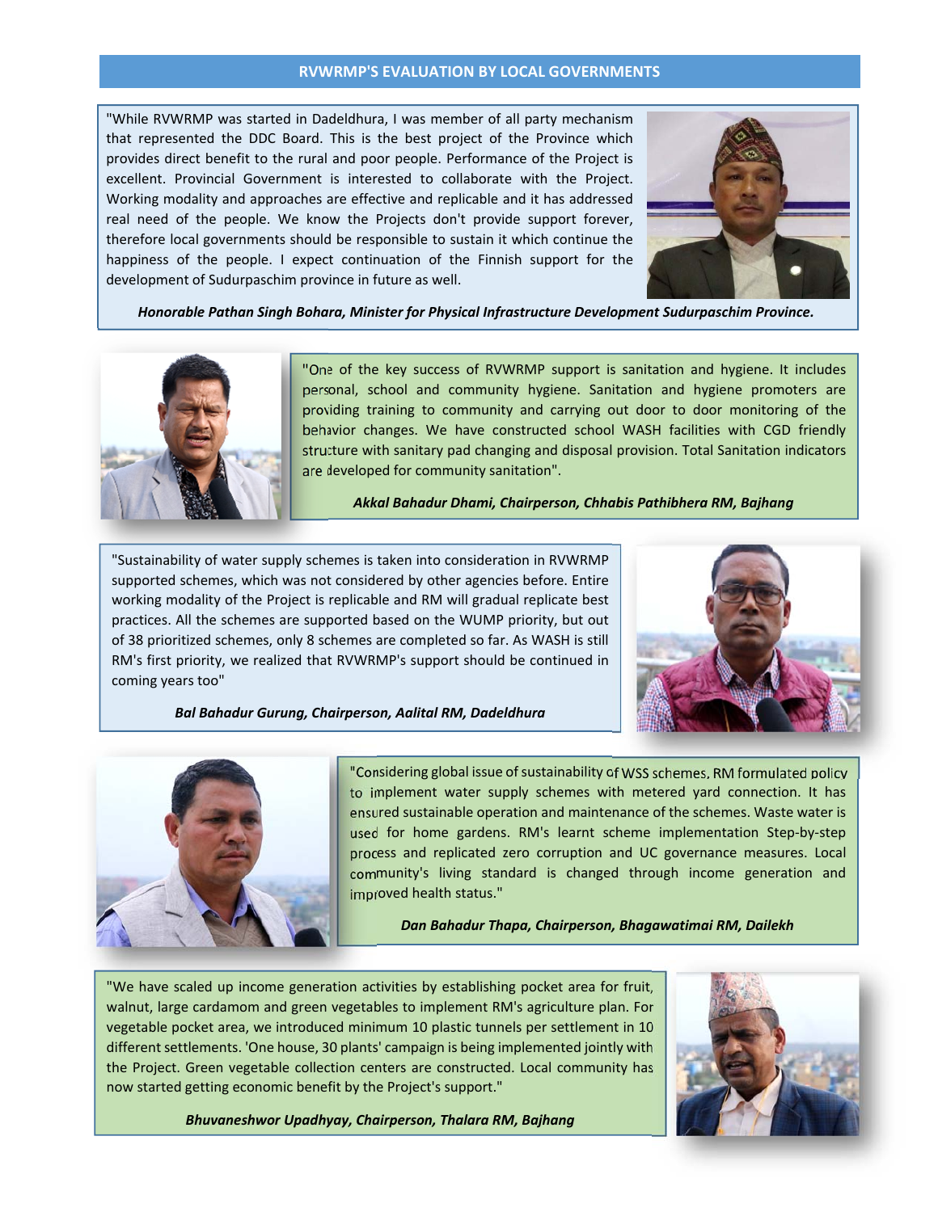## RVWRMP'S EVALUATION BY LOCAL GOVERNMENTS

"While RVWRMP was started in Dadeldhura, I was member of all party mechanism that represented the DDC Board. This is the best project of the Province which provides direct benefit to the rural and poor people. Performance of the Project is excellent. Provincial Government is interested to collaborate with the Project. Working modality and approaches are effective and replicable and it has addressed real need of the people. We know the Projects don't provide support forever, therefore local governments should be responsible to sustain it which continue the happiness of the people. I expect continuation of the Finnish support for the development of Sudurpaschim province in future as well.

***Honorable Pathan Singh Bohara, Minister for Physical Infrastructure Development Sudurpaschim Province.***

"One of the key success of RVWRMP support is sanitation and hygiene. It includes personal, school and community hygiene. Sanitation and hygiene promoters are providing training to community and carrying out door to door monitoring of the behavior changes. We have constructed school WASH facilities with CGD friendly structure with sanitary pad changing and disposal provision. Total Sanitation indicators are developed for community sanitation".

***Akkal Bahadur Dhami, Chairperson, Chhabis Pathibhera RM, Bajhang***

"Sustainability of water supply schemes is taken into consideration in RVWRMP supported schemes, which was not considered by other agencies before. Entire working modality of the Project is replicable and RM will gradual replicate best practices. All the schemes are supported based on the WUMP priority, but out of 38 prioritized schemes, only 8 schemes are completed so far. As WASH is still RM's first priority, we realized that RVWRMP's support should be continued in coming years too"

***Bal Bahadur Gurung, Chairperson, Aalital RM, Dadeldhura***

"Considering global issue of sustainability of WSS schemes, RM formulated policy to implement water supply schemes with metered yard connection. It has ensured sustainable operation and maintenance of the schemes. Waste water is used for home gardens. RM's learnt scheme implementation Step-by-step process and replicated zero corruption and UC governance measures. Local community's living standard is changed through income generation and improved health status."

***Dan Bahadur Thapa, Chairperson, Bhagawatimai RM, Dailekh***

"We have scaled up income generation activities by establishing pocket area for fruit, walnut, large cardamom and green vegetables to implement RM's agriculture plan. For vegetable pocket area, we introduced minimum 10 plastic tunnels per settlement in 10 different settlements. 'One house, 30 plants' campaign is being implemented jointly with the Project. Green vegetable collection centers are constructed. Local community has now started getting economic benefit by the Project's support."

***Bhuvaneshwor Upadhyay, Chairperson, Thalara RM, Bajhang***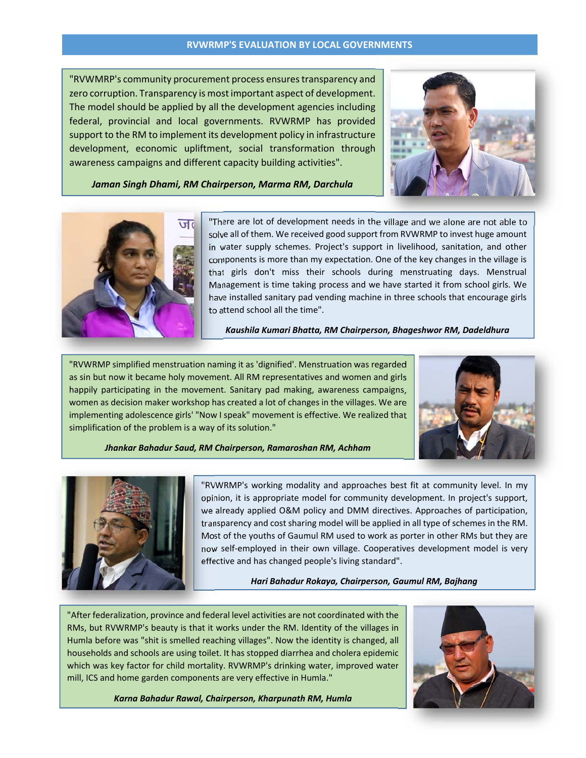## RVWRMP'S EVALUATION BY LOCAL GOVERNMENTS

"RVWMRP's community procurement process ensures transparency and zero corruption. Transparency is most important aspect of development. The model should be applied by all the development agencies including federal, provincial and local governments. RVWRMP has provided support to the RM to implement its development policy in infrastructure development, economic upliftment, social transformation through awareness campaigns and different capacity building activities".

***Jaman Singh Dhami, RM Chairperson, Marma RM, Darchula***

"There are lot of development needs in the village and we alone are not able to solve all of them. We received good support from RVWRMP to invest huge amount in water supply schemes. Project's support in livelihood, sanitation, and other components is more than my expectation. One of the key changes in the village is that girls don't miss their schools during menstruating days. Menstrual Management is time taking process and we have started it from school girls. We have installed sanitary pad vending machine in three schools that encourage girls to attend school all the time".

***Kaushila Kumari Bhatta, RM Chairperson, Bhageshwor RM, Dadeldhura***

"RVWRMP simplified menstruation naming it as 'dignified'. Menstruation was regarded as sin but now it became holy movement. All RM representatives and women and girls happily participating in the movement. Sanitary pad making, awareness campaigns, women as decision maker workshop has created a lot of changes in the villages. We are implementing adolescence girls' "Now I speak" movement is effective. We realized that simplification of the problem is a way of its solution."

***Jhankar Bahadur Saud, RM Chairperson, Ramaroshan RM, Achham***

"RVWRMP's working modality and approaches best fit at community level. In my opinion, it is appropriate model for community development. In project's support, we already applied O&M policy and DMM directives. Approaches of participation, transparency and cost sharing model will be applied in all type of schemes in the RM. Most of the youths of Gaumul RM used to work as porter in other RMs but they are now self-employed in their own village. Cooperatives development model is very effective and has changed people's living standard".

***Hari Bahadur Rokaya, Chairperson, Gaumul RM, Bajhang***

"After federalization, province and federal level activities are not coordinated with the RMs, but RVWRMP's beauty is that it works under the RM. Identity of the villages in Humla before was "shit is smelled reaching villages". Now the identity is changed, all households and schools are using toilet. It has stopped diarrhea and cholera epidemic which was key factor for child mortality. RVWRMP's drinking water, improved water mill, ICS and home garden components are very effective in Humla."

***Karna Bahadur Rawal, Chairperson, Kharpunath RM, Humla***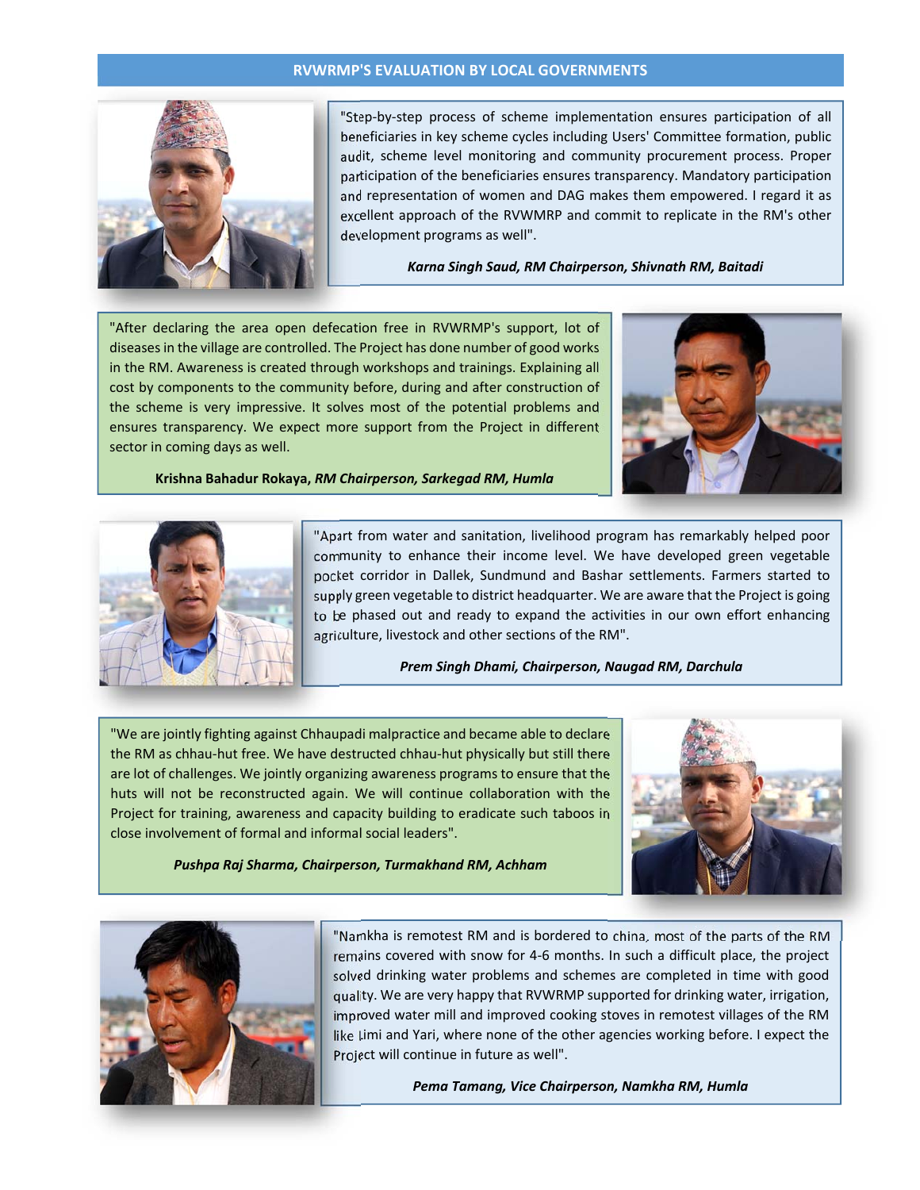## RVWRMP'S EVALUATION BY LOCAL GOVERNMENTS

"Step-by-step process of scheme implementation ensures participation of all beneficiaries in key scheme cycles including Users' Committee formation, public audit, scheme level monitoring and community procurement process. Proper participation of the beneficiaries ensures transparency. Mandatory participation and representation of women and DAG makes them empowered. I regard it as excellent approach of the RVWMRP and commit to replicate in the RM's other development programs as well".

***Karna Singh Saud, RM Chairperson, Shivnath RM, Baitadi***

"After declaring the area open defecation free in RVWRMP's support, lot of diseases in the village are controlled. The Project has done number of good works in the RM. Awareness is created through workshops and trainings. Explaining all cost by components to the community before, during and after construction of the scheme is very impressive. It solves most of the potential problems and ensures transparency. We expect more support from the Project in different sector in coming days as well.

**Krishna Bahadur Rokaya,** ***RM Chairperson, Sarkegad RM, Humla***

"Apart from water and sanitation, livelihood program has remarkably helped poor community to enhance their income level. We have developed green vegetable pocket corridor in Dallek, Sundmund and Bashar settlements. Farmers started to supply green vegetable to district headquarter. We are aware that the Project is going to be phased out and ready to expand the activities in our own effort enhancing agriculture, livestock and other sections of the RM".

***Prem Singh Dhami, Chairperson, Naugad RM, Darchula***

"We are jointly fighting against Chhaupadi malpractice and became able to declare the RM as chhau-hut free. We have destructed chhau-hut physically but still there are lot of challenges. We jointly organizing awareness programs to ensure that the huts will not be reconstructed again. We will continue collaboration with the Project for training, awareness and capacity building to eradicate such taboos in close involvement of formal and informal social leaders".

***Pushpa Raj Sharma, Chairperson, Turmakhand RM, Achham***

"Namkha is remotest RM and is bordered to china, most of the parts of the RM remains covered with snow for 4-6 months. In such a difficult place, the project solved drinking water problems and schemes are completed in time with good quality. We are very happy that RVWRMP supported for drinking water, irrigation, improved water mill and improved cooking stoves in remotest villages of the RM like Limi and Yari, where none of the other agencies working before. I expect the Project will continue in future as well".

***Pema Tamang, Vice Chairperson, Namkha RM, Humla***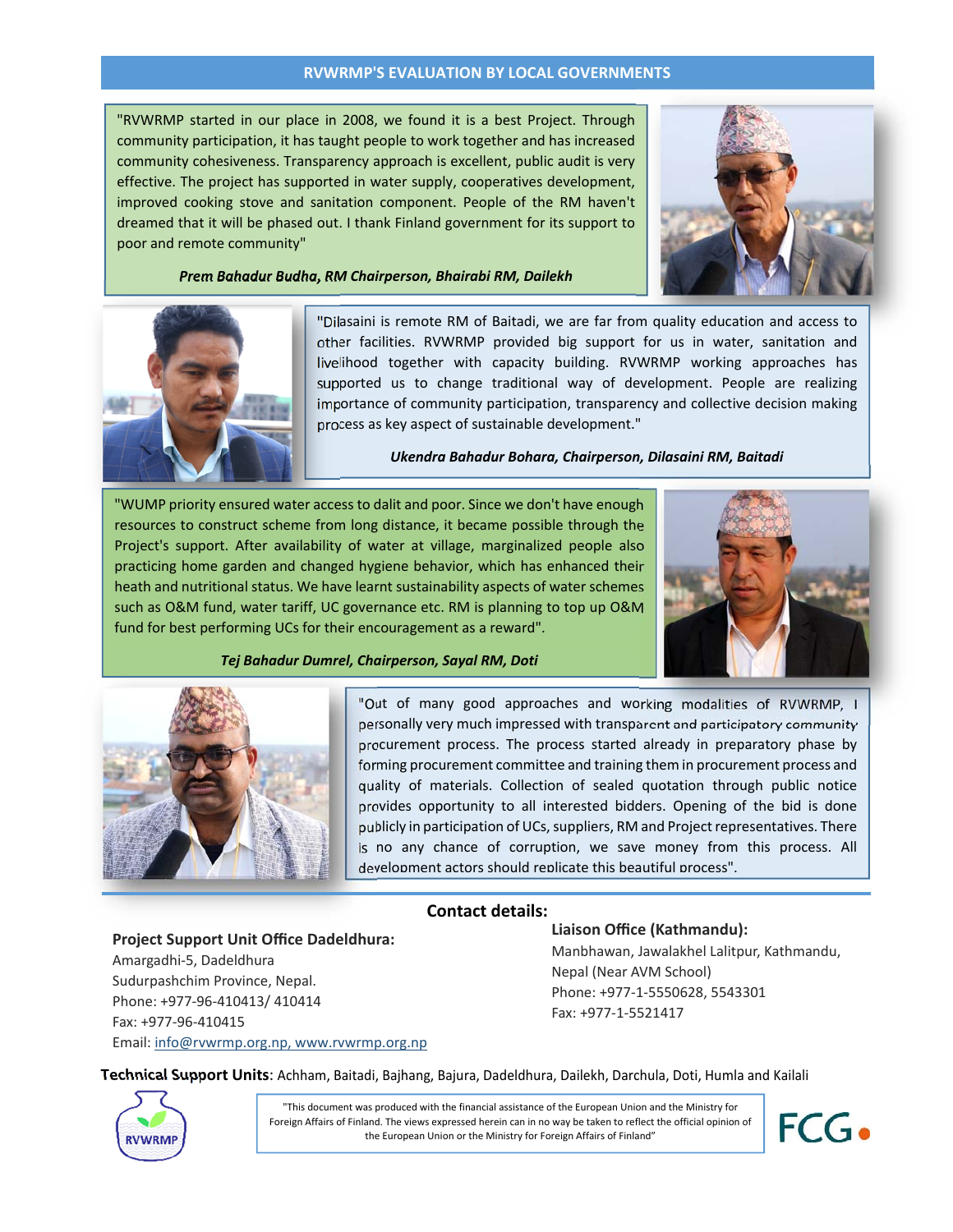## RVWRMP'S EVALUATION BY LOCAL GOVERNMENTS

"RVWRMP started in our place in 2008, we found it is a best Project. Through community participation, it has taught people to work together and has increased community cohesiveness. Transparency approach is excellent, public audit is very effective. The project has supported in water supply, cooperatives development, improved cooking stove and sanitation component. People of the RM haven't dreamed that it will be phased out. I thank Finland government for its support to poor and remote community"

***Prem Bahadur Budha, RM Chairperson, Bhairabi RM, Dailekh***

"Dilasaini is remote RM of Baitadi, we are far from quality education and access to other facilities. RVWRMP provided big support for us in water, sanitation and livelihood together with capacity building. RVWRMP working approaches has supported us to change traditional way of development. People are realizing importance of community participation, transparency and collective decision making process as key aspect of sustainable development."

***Ukendra Bahadur Bohara, Chairperson, Dilasaini RM, Baitadi***

"WUMP priority ensured water access to dalit and poor. Since we don't have enough resources to construct scheme from long distance, it became possible through the Project's support. After availability of water at village, marginalized people also practicing home garden and changed hygiene behavior, which has enhanced their heath and nutritional status. We have learnt sustainability aspects of water schemes such as O&M fund, water tariff, UC governance etc. RM is planning to top up O&M fund for best performing UCs for their encouragement as a reward".

***Tej Bahadur Dumrel, Chairperson, Sayal RM, Doti***

"Out of many good approaches and working modalities of RVWRMP, I personally very much impressed with transparent and participatory community procurement process. The process started already in preparatory phase by forming procurement committee and training them in procurement process and quality of materials. Collection of sealed quotation through public notice provides opportunity to all interested bidders. Opening of the bid is done publicly in participation of UCs, suppliers, RM and Project representatives. There is no any chance of corruption, we save money from this process. All development actors should replicate this beautiful process".

### Contact details:

**Project Support Unit Office Dadeldhura:**
Amargadhi-5, Dadeldhura
Sudurpashchim Province, Nepal.
Phone: +977-96-410413/ 410414
Fax: +977-96-410415
Email: info@rvwrmp.org.np, www.rvwrmp.org.np

**Liaison Office (Kathmandu):**
Manbhawan, Jawalakhel Lalitpur, Kathmandu, Nepal (Near AVM School)
Phone: +977-1-5550628, 5543301
Fax: +977-1-5521417

**Technical Support Units**: Achham, Baitadi, Bajhang, Bajura, Dadeldhura, Dailekh, Darchula, Doti, Humla and Kailali

RVWRMP

"This document was produced with the financial assistance of the European Union and the Ministry for Foreign Affairs of Finland. The views expressed herein can in no way be taken to reflect the official opinion of the European Union or the Ministry for Foreign Affairs of Finland"

FCG